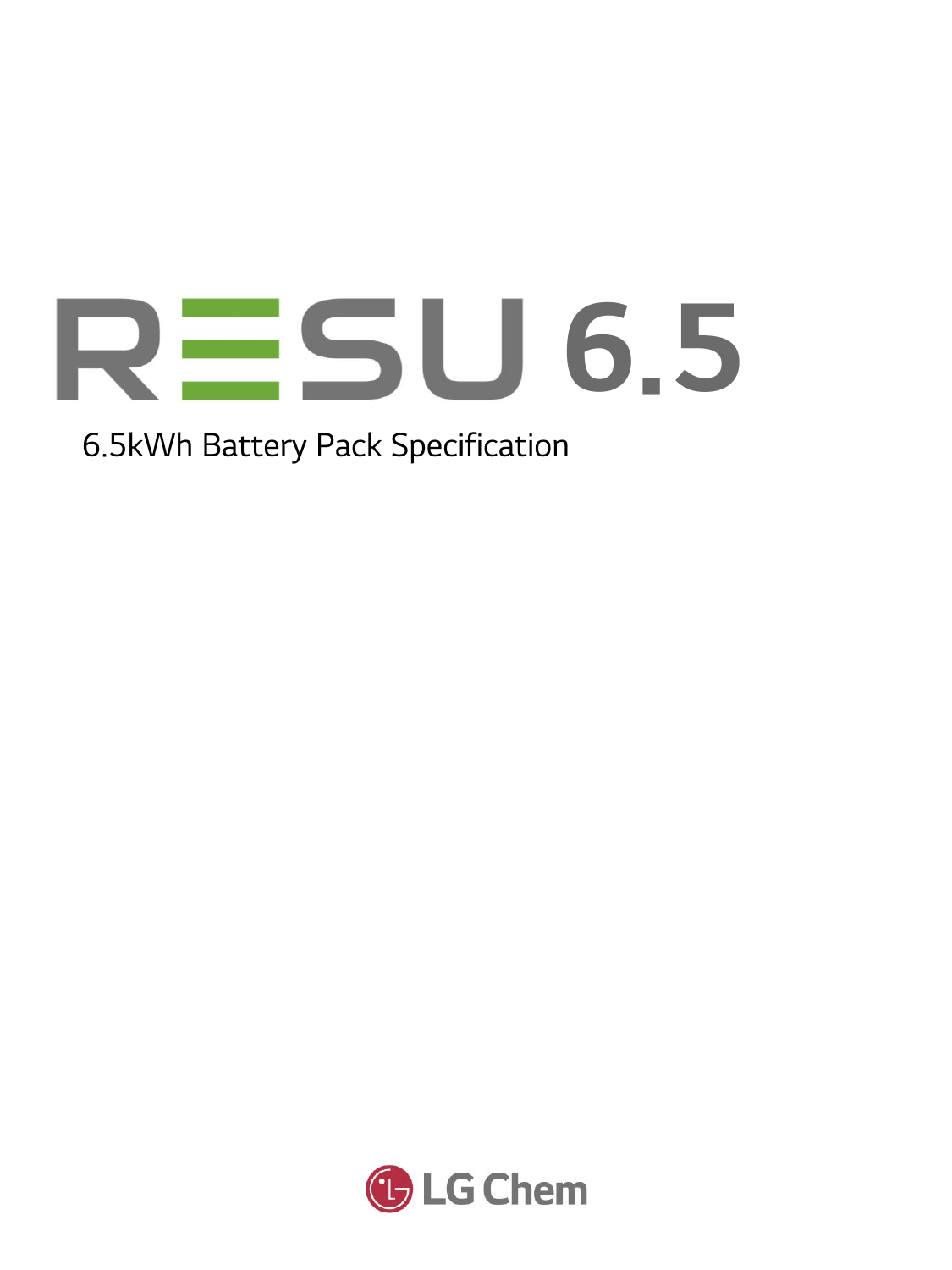# RESU 6.5

6.5kWh Battery Pack Specification

LG Chem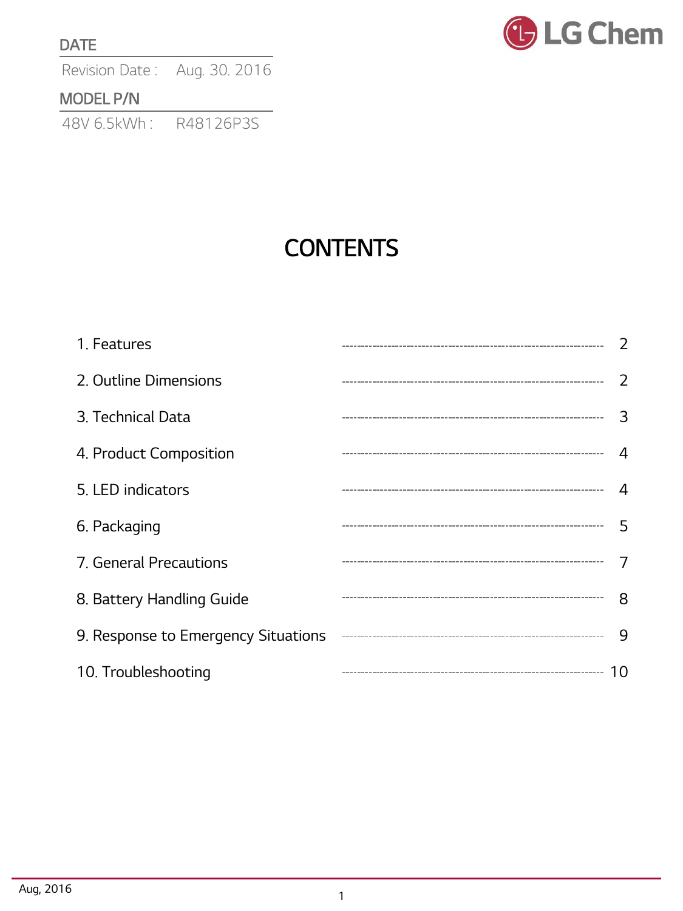**DATE**

Revision Date : Aug. 30. 2016

**MODEL P/N**

48V 6.5kWh : R48126P3S

# CONTENTS

| | |
|---|---|
| 1. Features | 2 |
| 2. Outline Dimensions | 2 |
| 3. Technical Data | 3 |
| 4. Product Composition | 4 |
| 5. LED indicators | 4 |
| 6. Packaging | 5 |
| 7. General Precautions | 7 |
| 8. Battery Handling Guide | 8 |
| 9. Response to Emergency Situations | 9 |
| 10. Troubleshooting | 10 |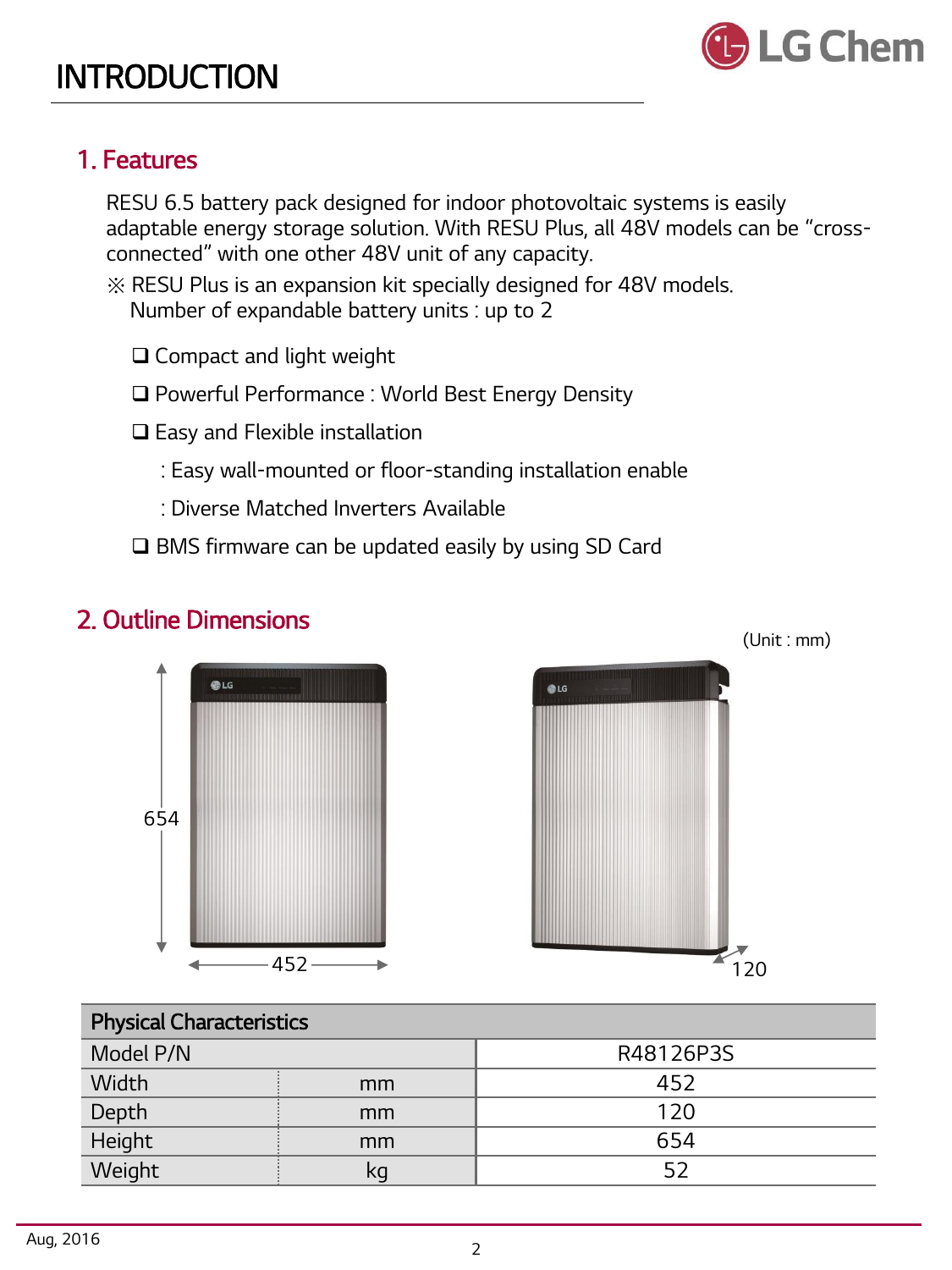# INTRODUCTION

## 1. Features

RESU 6.5 battery pack designed for indoor photovoltaic systems is easily adaptable energy storage solution. With RESU Plus, all 48V models can be "cross-connected" with one other 48V unit of any capacity.

※ RESU Plus is an expansion kit specially designed for 48V models.
Number of expandable battery units : up to 2

- ❑ Compact and light weight
- ❑ Powerful Performance : World Best Energy Density
- ❑ Easy and Flexible installation
  : Easy wall-mounted or floor-standing installation enable
  : Diverse Matched Inverters Available
- ❑ BMS firmware can be updated easily by using SD Card

## 2. Outline Dimensions

(Unit : mm)

654

452

120

| Physical Characteristics | | |
|---|---|---|
| Model P/N | | R48126P3S |
| Width | mm | 452 |
| Depth | mm | 120 |
| Height | mm | 654 |
| Weight | kg | 52 |

Aug, 2016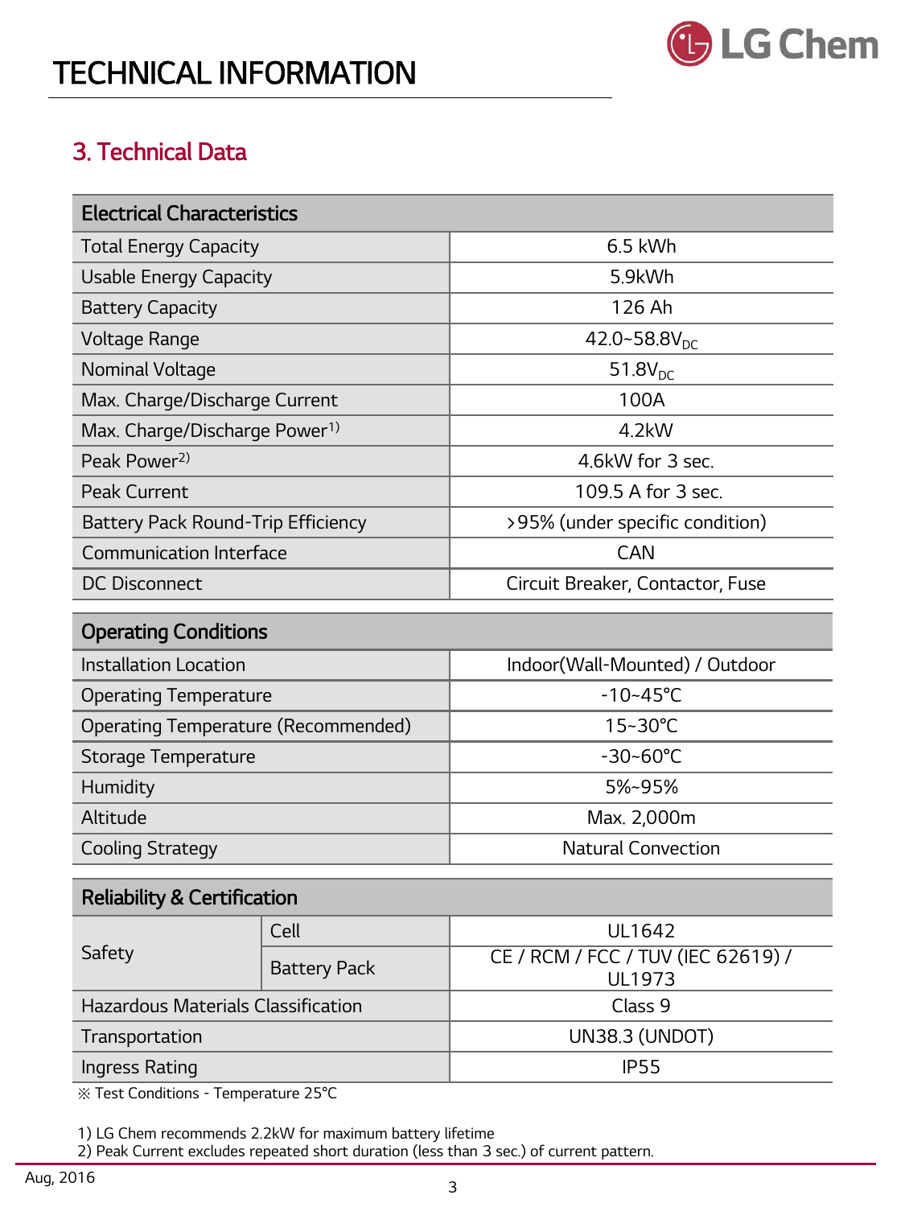# TECHNICAL INFORMATION

## 3. Technical Data

| Electrical Characteristics | |
|---|---|
| Total Energy Capacity | 6.5 kWh |
| Usable Energy Capacity | 5.9kWh |
| Battery Capacity | 126 Ah |
| Voltage Range | $42.0\text{~}58.8V_{DC}$ |
| Nominal Voltage | $51.8V_{DC}$ |
| Max. Charge/Discharge Current | 100A |
| Max. Charge/Discharge Power[1)] | 4.2kW |
| Peak Power[2)] | 4.6kW for 3 sec. |
| Peak Current | 109.5 A for 3 sec. |
| Battery Pack Round-Trip Efficiency | >95% (under specific condition) |
| Communication Interface | CAN |
| DC Disconnect | Circuit Breaker, Contactor, Fuse |

| Operating Conditions | |
|---|---|
| Installation Location | Indoor(Wall-Mounted) / Outdoor |
| Operating Temperature | -10~45℃ |
| Operating Temperature (Recommended) | 15~30℃ |
| Storage Temperature | -30~60℃ |
| Humidity | 5%~95% |
| Altitude | Max. 2,000m |
| Cooling Strategy | Natural Convection |

| Reliability & Certification | | |
|---|---|---|
| Safety | Cell | UL1642 |
| | Battery Pack | CE / RCM / FCC / TUV (IEC 62619) / UL1973 |
| Hazardous Materials Classification | | Class 9 |
| Transportation | | UN38.3 (UNDOT) |
| Ingress Rating | | IP55 |

※ Test Conditions - Temperature 25℃

1) LG Chem recommends 2.2kW for maximum battery lifetime
2) Peak Current excludes repeated short duration (less than 3 sec.) of current pattern.

Aug, 2016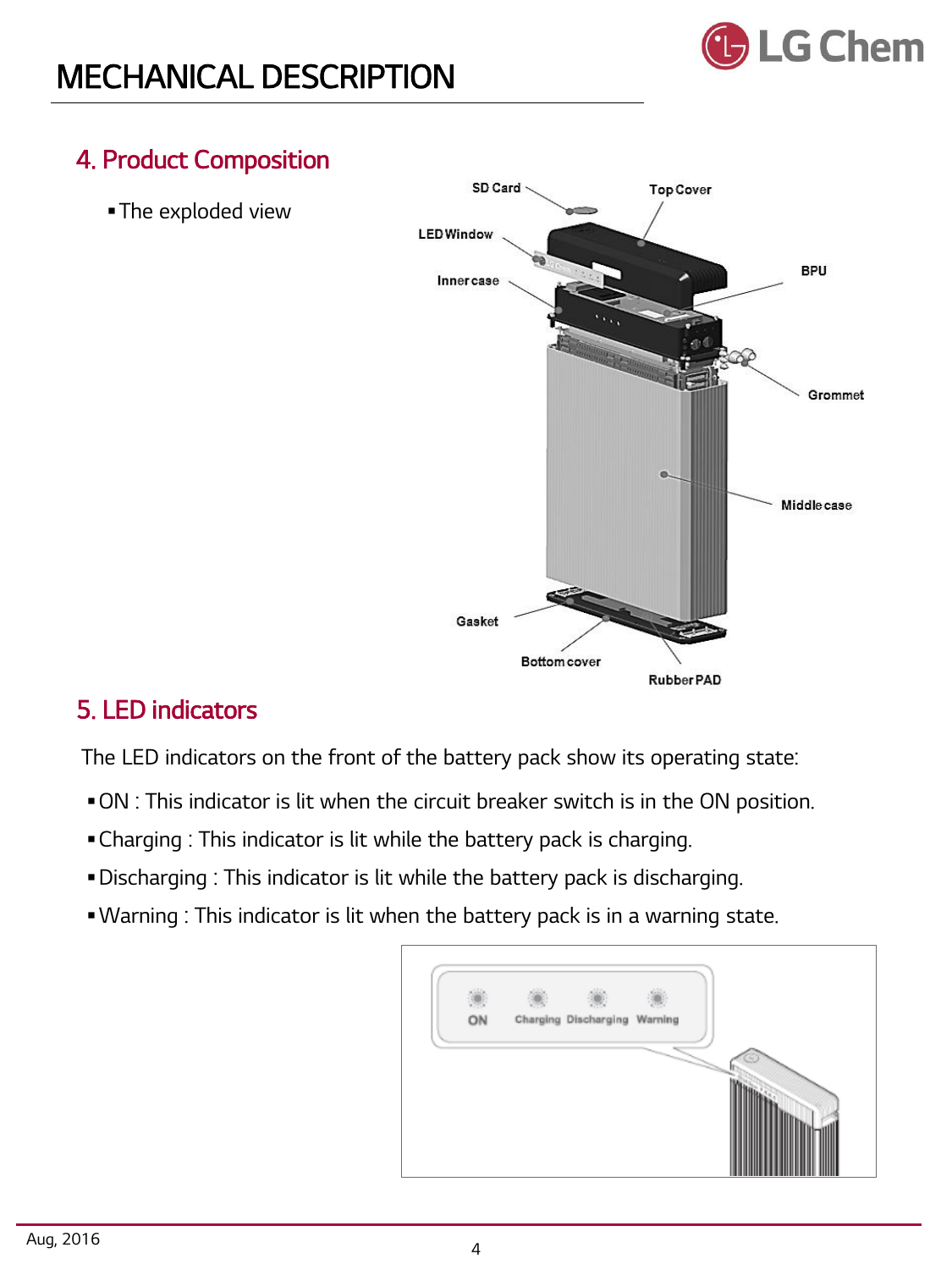# MECHANICAL DESCRIPTION

## 4. Product Composition

- The exploded view

SD Card, Top Cover, LED Window, Inner case, BPU, Grommet, Middle case, Gasket, Bottom cover, Rubber PAD

## 5. LED indicators

The LED indicators on the front of the battery pack show its operating state:

- ON : This indicator is lit when the circuit breaker switch is in the ON position.
- Charging : This indicator is lit while the battery pack is charging.
- Discharging : This indicator is lit while the battery pack is discharging.
- Warning : This indicator is lit when the battery pack is in a warning state.

ON Charging Discharging Warning

Aug, 2016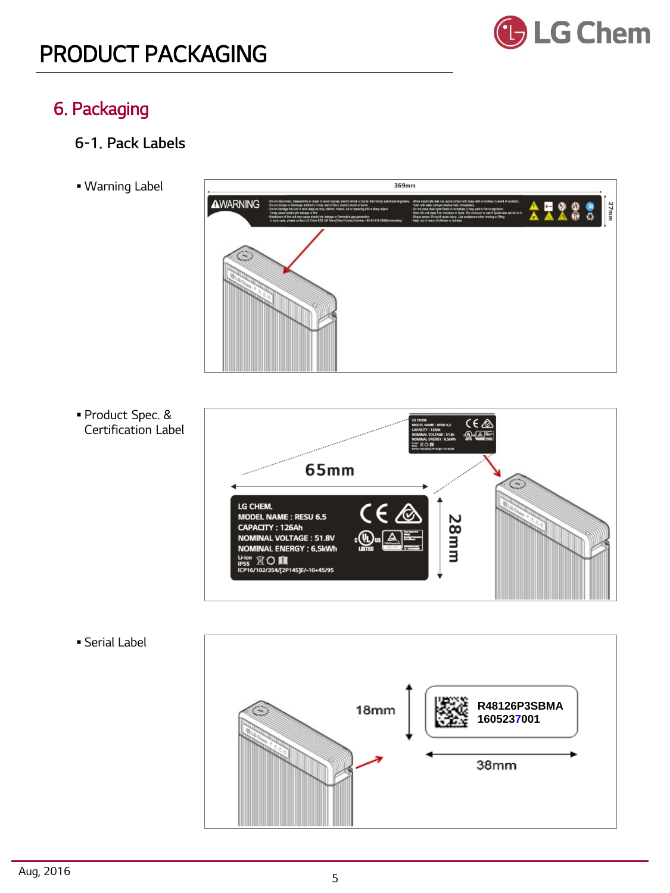# PRODUCT PACKAGING

## 6. Packaging

### 6-1. Pack Labels

- Warning Label

369mm

WARNING

27mm

- Product Spec. & Certification Label

65mm

LG CHEM.
MODEL NAME : RESU 6.5
CAPACITY : 126Ah
NOMINAL VOLTAGE : 51.8V
NOMINAL ENERGY : 6.5kWh
Li-ion
IP55
ICP16/102/354/[2P14S]E/-10+45/95

28mm

- Serial Label

18mm

R48126P3SBMA
1605237001

38mm

Aug, 2016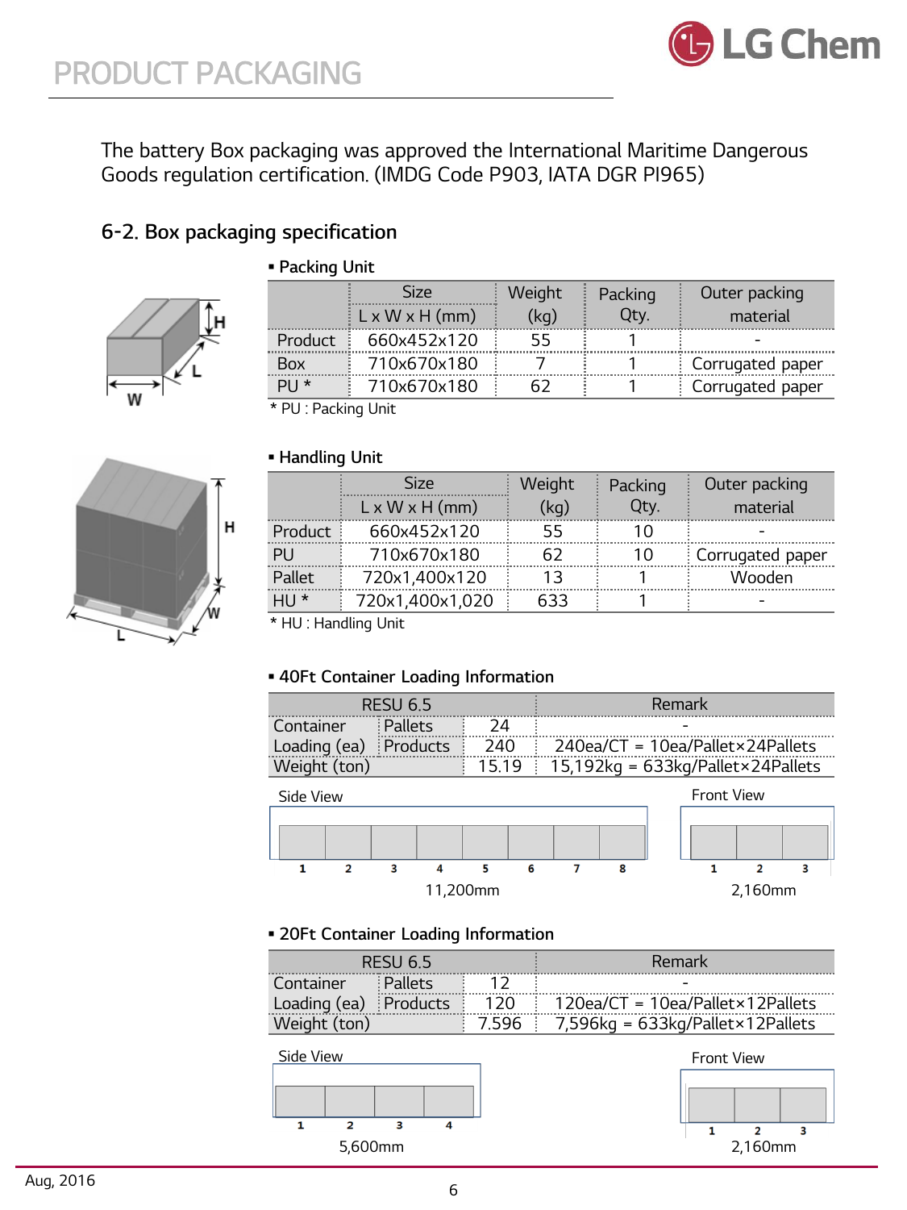# PRODUCT PACKAGING

The battery Box packaging was approved the International Maritime Dangerous Goods regulation certification. (IMDG Code P903, IATA DGR PI965)

## 6-2. Box packaging specification

▪ **Packing Unit**

| | Size L x W x H (mm) | Weight (kg) | Packing Qty. | Outer packing material |
|---|---|---|---|---|
| Product | 660x452x120 | 55 | 1 | - |
| Box | 710x670x180 | 7 | 1 | Corrugated paper |
| PU * | 710x670x180 | 62 | 1 | Corrugated paper |

* PU : Packing Unit

▪ **Handling Unit**

| | Size L x W x H (mm) | Weight (kg) | Packing Qty. | Outer packing material |
|---|---|---|---|---|
| Product | 660x452x120 | 55 | 10 | - |
| PU | 710x670x180 | 62 | 10 | Corrugated paper |
| Pallet | 720x1,400x120 | 13 | 1 | Wooden |
| HU * | 720x1,400x1,020 | 633 | 1 | - |

* HU : Handling Unit

▪ **40Ft Container Loading Information**

| RESU 6.5 | | | Remark |
|---|---|---|---|
| Container Loading (ea) | Pallets | 24 | - |
| | Products | 240 | 240ea/CT = 10ea/Pallet×24Pallets |
| Weight (ton) | | 15.19 | 15,192kg = 633kg/Pallet×24Pallets |

Side View: 1 2 3 4 5 6 7 8 — 11,200mm

Front View: 1 2 3 — 2,160mm

▪ **20Ft Container Loading Information**

| RESU 6.5 | | | Remark |
|---|---|---|---|
| Container Loading (ea) | Pallets | 12 | - |
| | Products | 120 | 120ea/CT = 10ea/Pallet×12Pallets |
| Weight (ton) | | 7.596 | 7,596kg = 633kg/Pallet×12Pallets |

Side View: 1 2 3 4 — 5,600mm

Front View: 1 2 3 — 2,160mm

Aug, 2016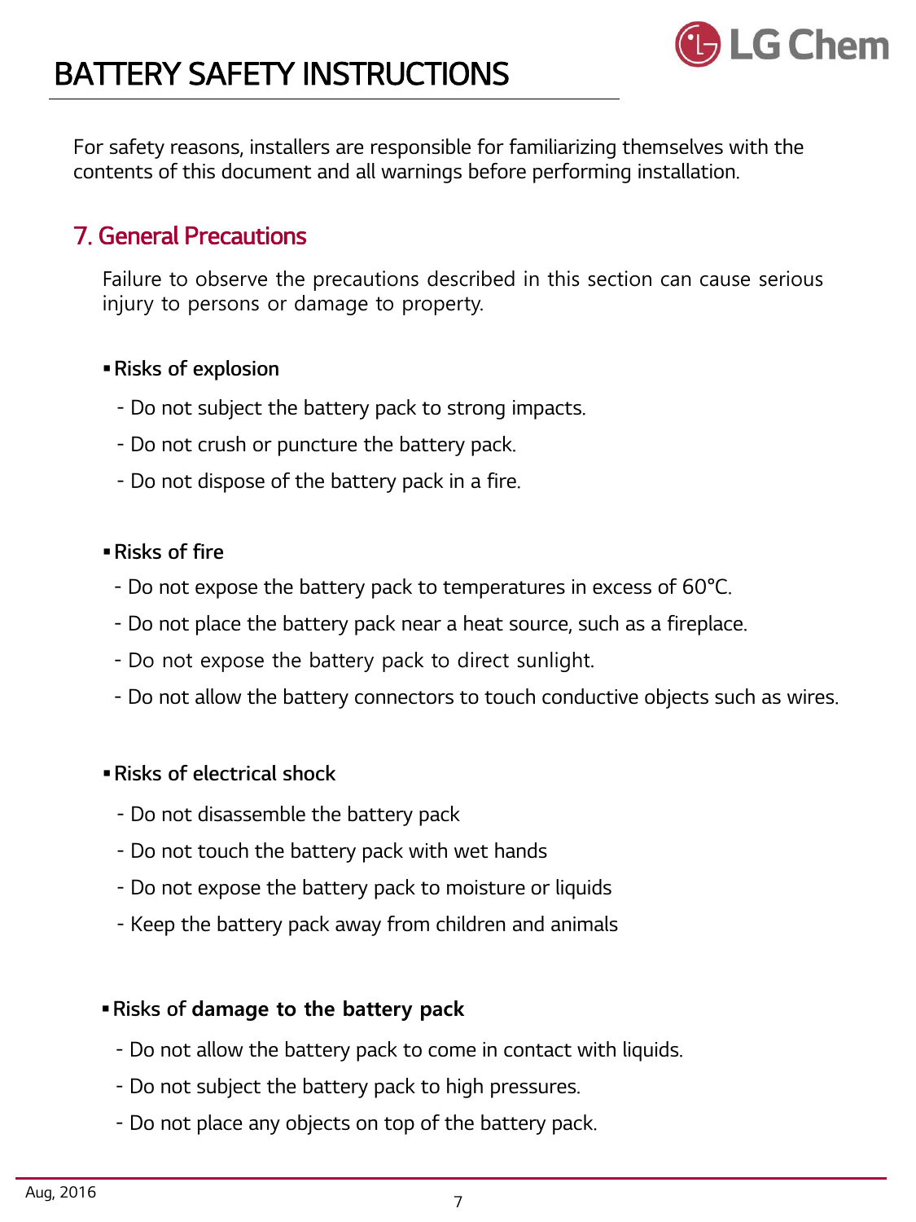# BATTERY SAFETY INSTRUCTIONS

For safety reasons, installers are responsible for familiarizing themselves with the contents of this document and all warnings before performing installation.

## 7. General Precautions

Failure to observe the precautions described in this section can cause serious injury to persons or damage to property.

- **Risks of explosion**
  - Do not subject the battery pack to strong impacts.
  - Do not crush or puncture the battery pack.
  - Do not dispose of the battery pack in a fire.

- **Risks of fire**
  - Do not expose the battery pack to temperatures in excess of 60°C.
  - Do not place the battery pack near a heat source, such as a fireplace.
  - Do not expose the battery pack to direct sunlight.
  - Do not allow the battery connectors to touch conductive objects such as wires.

- **Risks of electrical shock**
  - Do not disassemble the battery pack
  - Do not touch the battery pack with wet hands
  - Do not expose the battery pack to moisture or liquids
  - Keep the battery pack away from children and animals

- **Risks of damage to the battery pack**
  - Do not allow the battery pack to come in contact with liquids.
  - Do not subject the battery pack to high pressures.
  - Do not place any objects on top of the battery pack.

Aug, 2016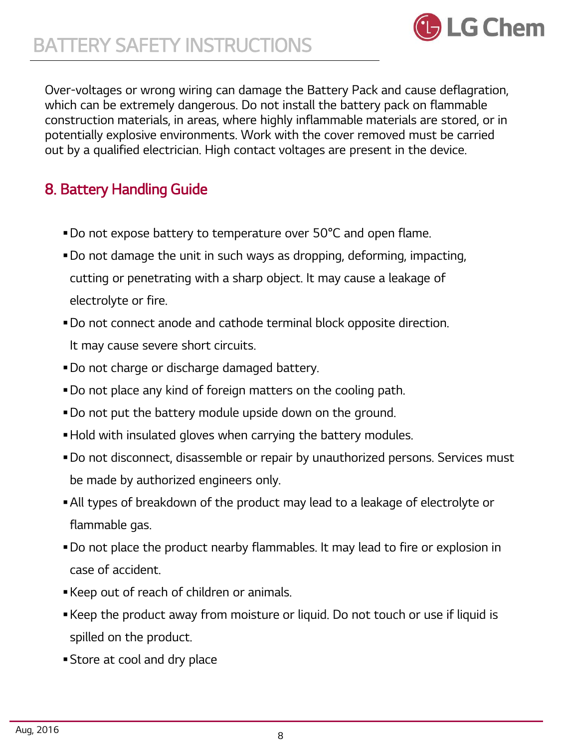Over-voltages or wrong wiring can damage the Battery Pack and cause deflagration, which can be extremely dangerous. Do not install the battery pack on flammable construction materials, in areas, where highly inflammable materials are stored, or in potentially explosive environments. Work with the cover removed must be carried out by a qualified electrician. High contact voltages are present in the device.

## 8. Battery Handling Guide

- Do not expose battery to temperature over 50°C and open flame.
- Do not damage the unit in such ways as dropping, deforming, impacting, cutting or penetrating with a sharp object. It may cause a leakage of electrolyte or fire.
- Do not connect anode and cathode terminal block opposite direction. It may cause severe short circuits.
- Do not charge or discharge damaged battery.
- Do not place any kind of foreign matters on the cooling path.
- Do not put the battery module upside down on the ground.
- Hold with insulated gloves when carrying the battery modules.
- Do not disconnect, disassemble or repair by unauthorized persons. Services must be made by authorized engineers only.
- All types of breakdown of the product may lead to a leakage of electrolyte or flammable gas.
- Do not place the product nearby flammables. It may lead to fire or explosion in case of accident.
- Keep out of reach of children or animals.
- Keep the product away from moisture or liquid. Do not touch or use if liquid is spilled on the product.
- Store at cool and dry place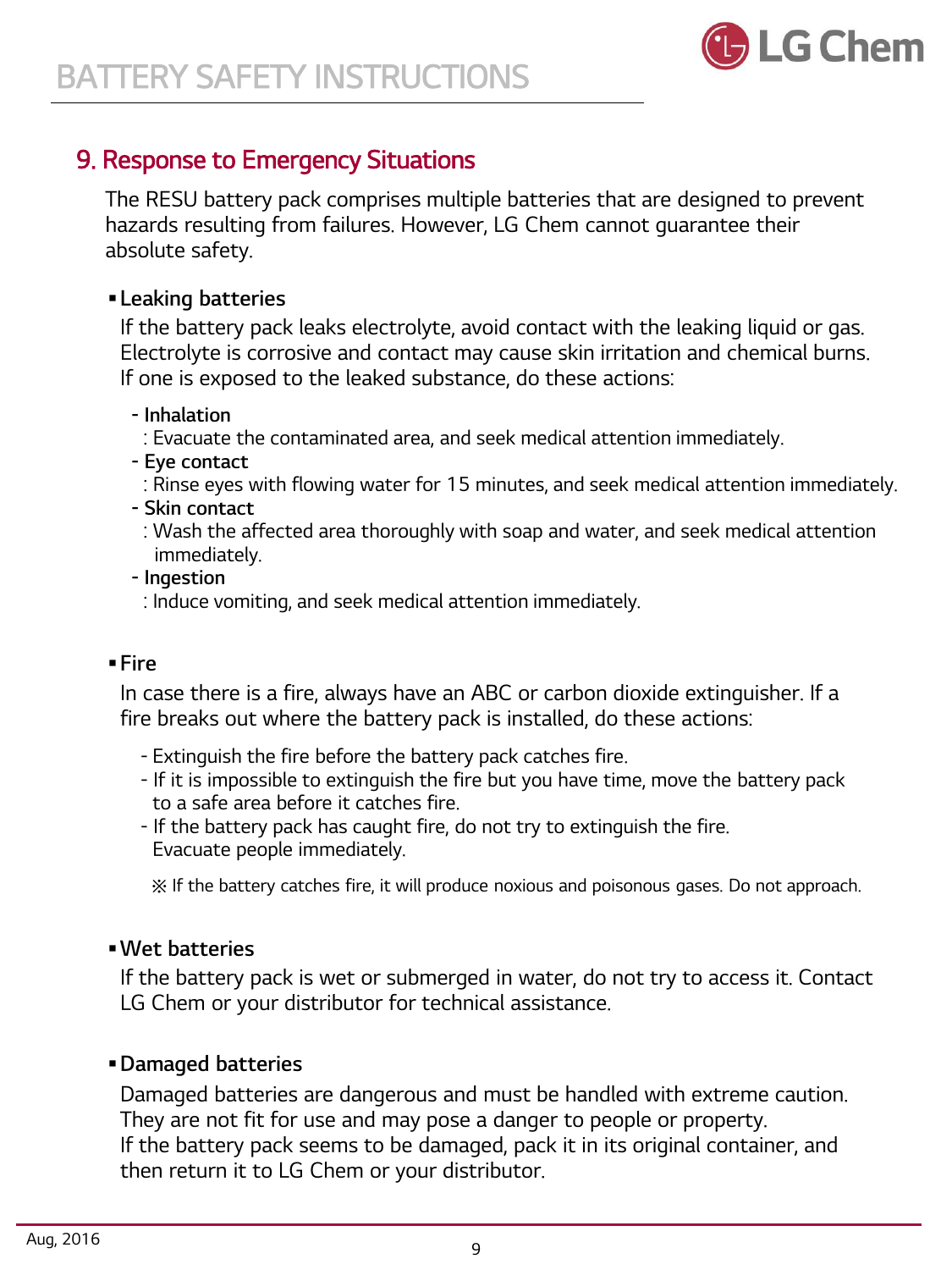## 9. Response to Emergency Situations

The RESU battery pack comprises multiple batteries that are designed to prevent hazards resulting from failures. However, LG Chem cannot guarantee their absolute safety.

- **Leaking batteries**

  If the battery pack leaks electrolyte, avoid contact with the leaking liquid or gas. Electrolyte is corrosive and contact may cause skin irritation and chemical burns. If one is exposed to the leaked substance, do these actions:

  - Inhalation
    : Evacuate the contaminated area, and seek medical attention immediately.
  - Eye contact
    : Rinse eyes with flowing water for 15 minutes, and seek medical attention immediately.
  - Skin contact
    : Wash the affected area thoroughly with soap and water, and seek medical attention immediately.
  - Ingestion
    : Induce vomiting, and seek medical attention immediately.

- **Fire**

  In case there is a fire, always have an ABC or carbon dioxide extinguisher. If a fire breaks out where the battery pack is installed, do these actions:

  - Extinguish the fire before the battery pack catches fire.
  - If it is impossible to extinguish the fire but you have time, move the battery pack to a safe area before it catches fire.
  - If the battery pack has caught fire, do not try to extinguish the fire. Evacuate people immediately.

  ※ If the battery catches fire, it will produce noxious and poisonous gases. Do not approach.

- **Wet batteries**

  If the battery pack is wet or submerged in water, do not try to access it. Contact LG Chem or your distributor for technical assistance.

- **Damaged batteries**

  Damaged batteries are dangerous and must be handled with extreme caution. They are not fit for use and may pose a danger to people or property. If the battery pack seems to be damaged, pack it in its original container, and then return it to LG Chem or your distributor.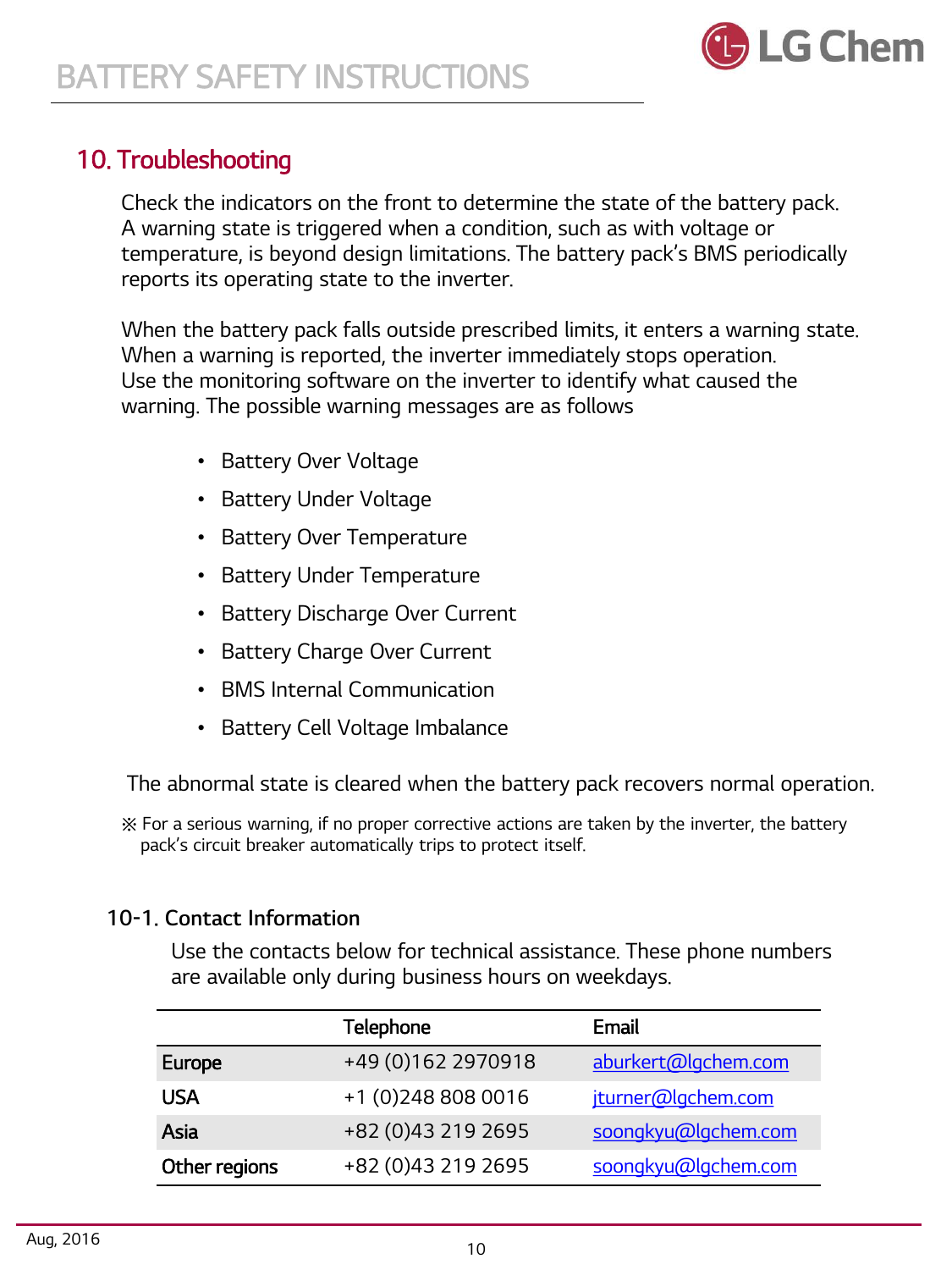## 10. Troubleshooting

Check the indicators on the front to determine the state of the battery pack. A warning state is triggered when a condition, such as with voltage or temperature, is beyond design limitations. The battery pack's BMS periodically reports its operating state to the inverter.

When the battery pack falls outside prescribed limits, it enters a warning state. When a warning is reported, the inverter immediately stops operation. Use the monitoring software on the inverter to identify what caused the warning. The possible warning messages are as follows

- Battery Over Voltage
- Battery Under Voltage
- Battery Over Temperature
- Battery Under Temperature
- Battery Discharge Over Current
- Battery Charge Over Current
- BMS Internal Communication
- Battery Cell Voltage Imbalance

The abnormal state is cleared when the battery pack recovers normal operation.

※ For a serious warning, if no proper corrective actions are taken by the inverter, the battery pack's circuit breaker automatically trips to protect itself.

### 10-1. Contact Information

Use the contacts below for technical assistance. These phone numbers are available only during business hours on weekdays.

| | Telephone | Email |
|---|---|---|
| Europe | +49 (0)162 2970918 | aburkert@lgchem.com |
| USA | +1 (0)248 808 0016 | jturner@lgchem.com |
| Asia | +82 (0)43 219 2695 | soongkyu@lgchem.com |
| Other regions | +82 (0)43 219 2695 | soongkyu@lgchem.com |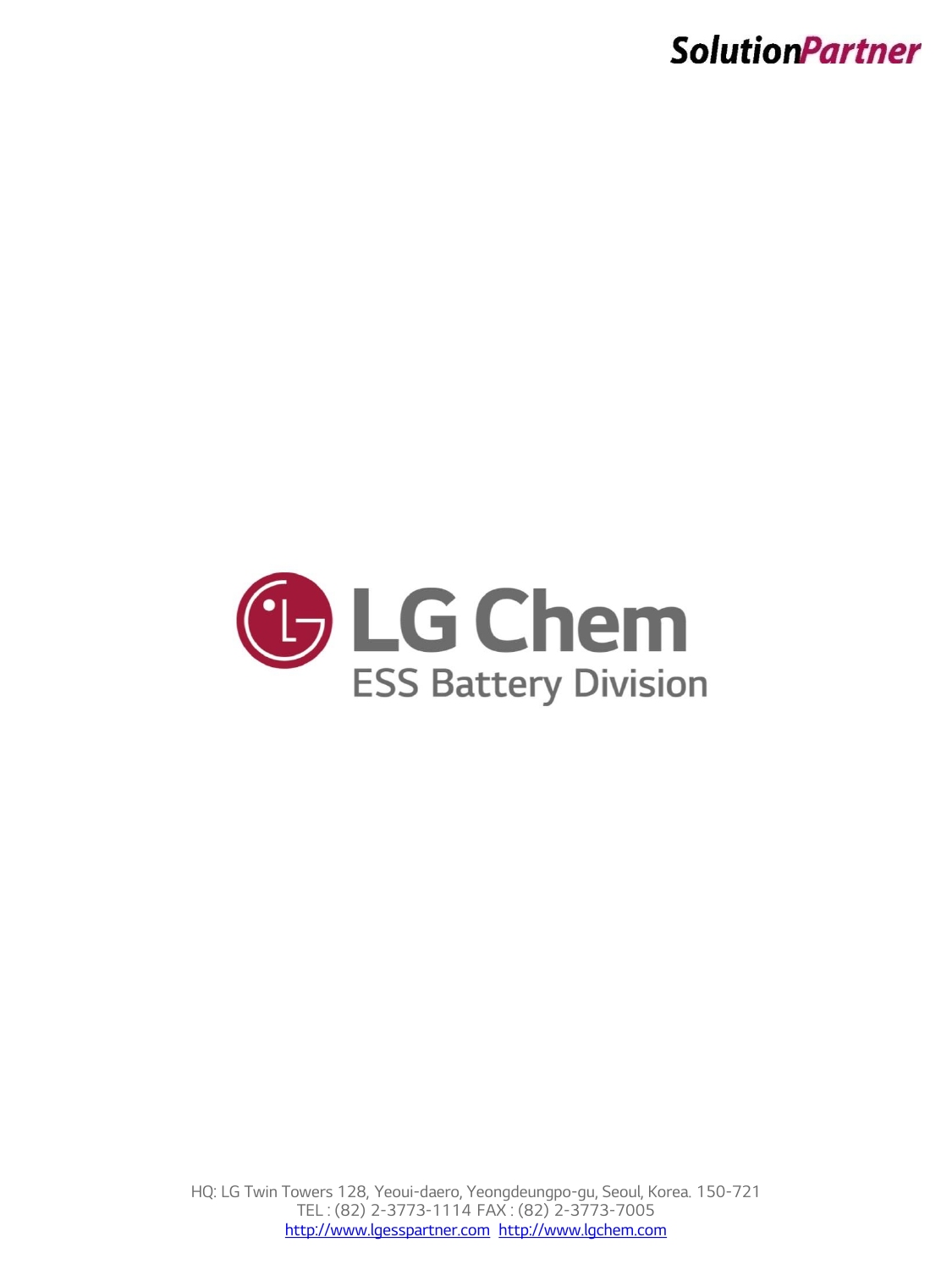SolutionPartner

LG Chem

ESS Battery Division

HQ: LG Twin Towers 128, Yeoui-daero, Yeongdeungpo-gu, Seoul, Korea. 150-721
TEL : (82) 2-3773-1114 FAX : (82) 2-3773-7005
http://www.lgesspartner.com http://www.lgchem.com